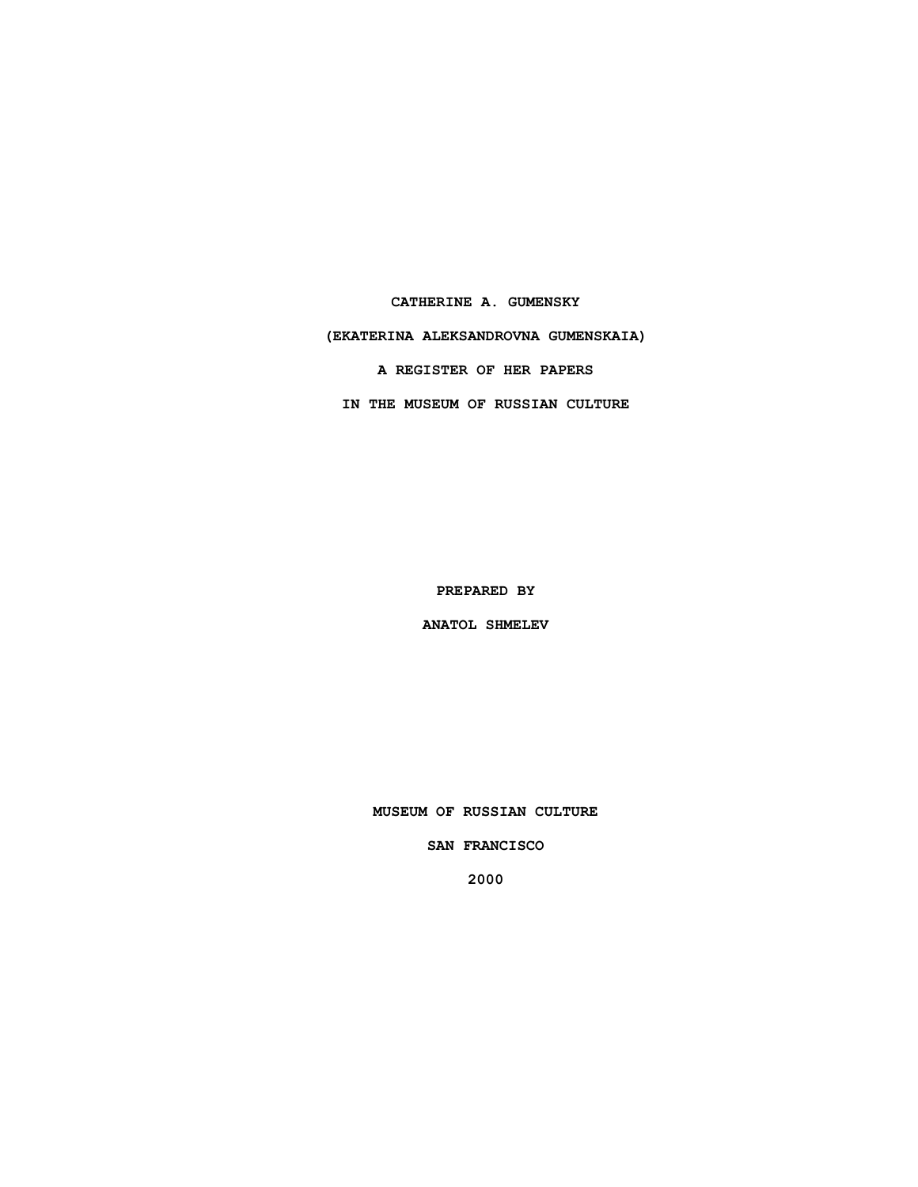# CATHERINE A. GUMENSKY

# (EKATERINA ALEKSANDROVNA GUMENSKAIA)

# A REGISTER OF HER PAPERS

# IN THE MUSEUM OF RUSSIAN CULTURE

**PREPARED BY**

**ANATOL SHMELEV**

**MUSEUM OF RUSSIAN CULTURE**

**SAN FRANCISCO**

**2000**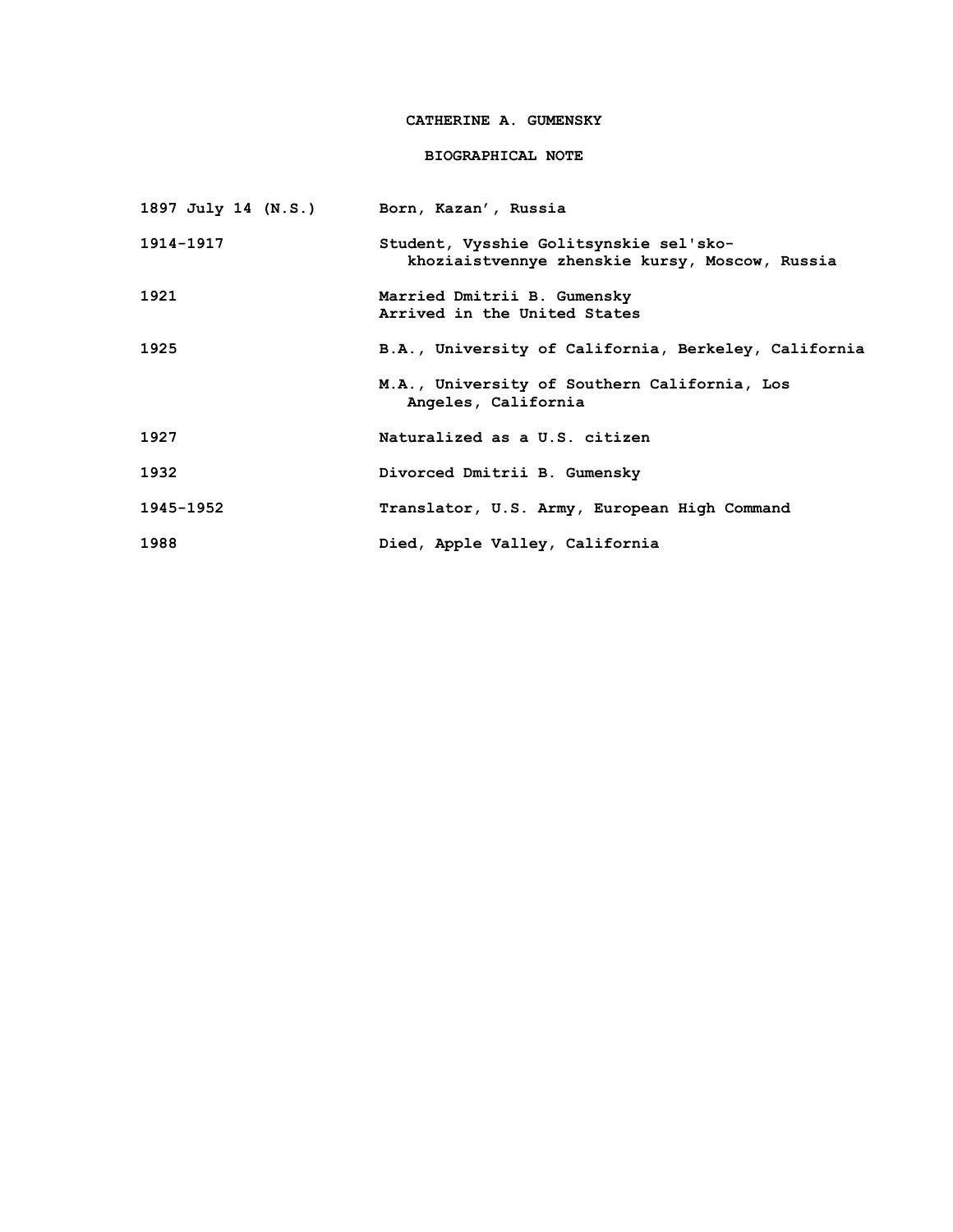# CATHERINE A. GUMENSKY

## BIOGRAPHICAL NOTE

| | |
|---|---|
| 1897 July 14 (N.S.) | Born, Kazan', Russia |
| 1914-1917 | Student, Vysshie Golitsynskie sel'sko-khoziaistvennye zhenskie kursy, Moscow, Russia |
| 1921 | Married Dmitrii B. Gumensky<br>Arrived in the United States |
| 1925 | B.A., University of California, Berkeley, California |
| | M.A., University of Southern California, Los Angeles, California |
| 1927 | Naturalized as a U.S. citizen |
| 1932 | Divorced Dmitrii B. Gumensky |
| 1945-1952 | Translator, U.S. Army, European High Command |
| 1988 | Died, Apple Valley, California |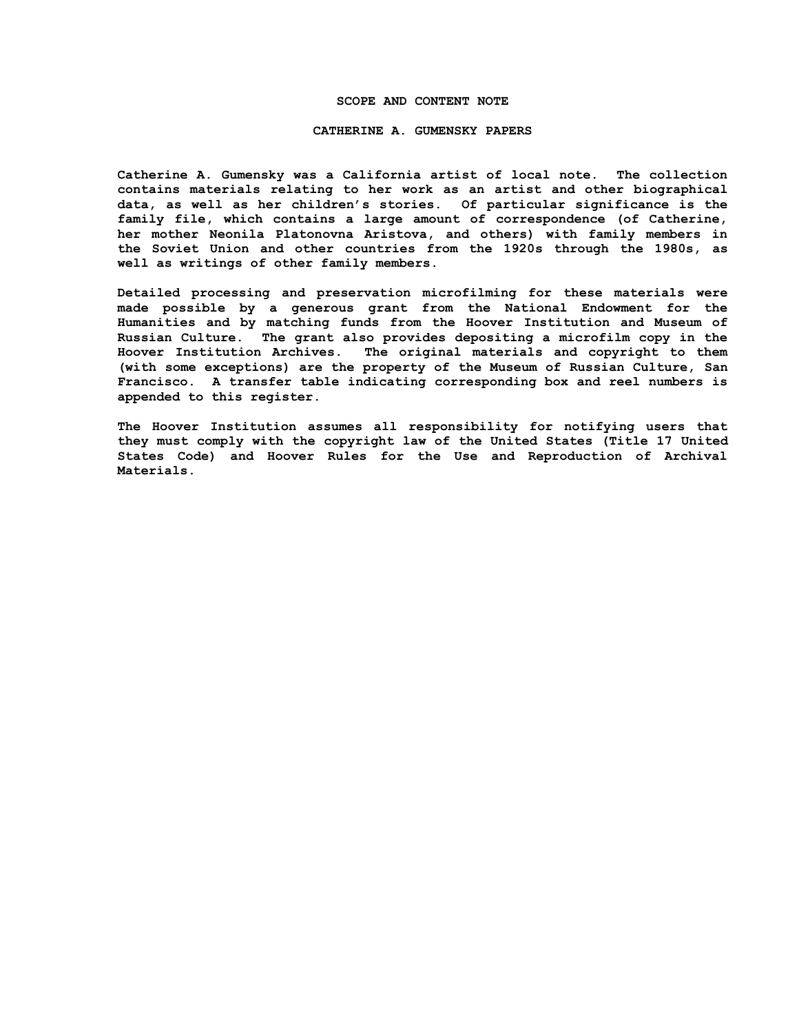## SCOPE AND CONTENT NOTE

## CATHERINE A. GUMENSKY PAPERS

Catherine A. Gumensky was a California artist of local note. The collection contains materials relating to her work as an artist and other biographical data, as well as her children's stories. Of particular significance is the family file, which contains a large amount of correspondence (of Catherine, her mother Neonila Platonovna Aristova, and others) with family members in the Soviet Union and other countries from the 1920s through the 1980s, as well as writings of other family members.

Detailed processing and preservation microfilming for these materials were made possible by a generous grant from the National Endowment for the Humanities and by matching funds from the Hoover Institution and Museum of Russian Culture. The grant also provides depositing a microfilm copy in the Hoover Institution Archives. The original materials and copyright to them (with some exceptions) are the property of the Museum of Russian Culture, San Francisco. A transfer table indicating corresponding box and reel numbers is appended to this register.

The Hoover Institution assumes all responsibility for notifying users that they must comply with the copyright law of the United States (Title 17 United States Code) and Hoover Rules for the Use and Reproduction of Archival Materials.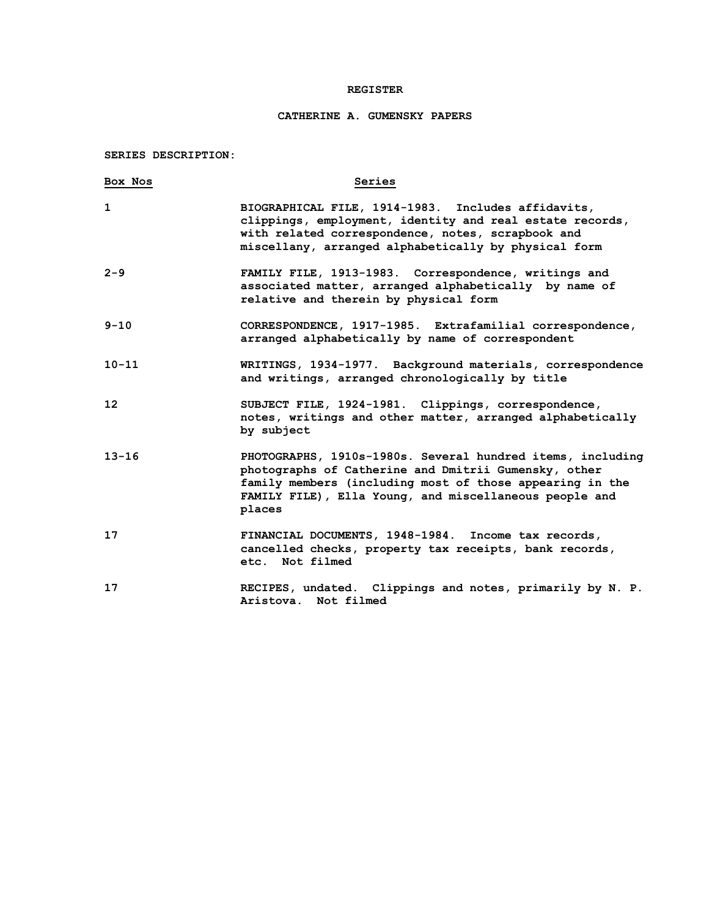**REGISTER**

**CATHERINE A. GUMENSKY PAPERS**

**SERIES DESCRIPTION:**

| Box Nos | Series |
|---|---|
| 1 | BIOGRAPHICAL FILE, 1914-1983. Includes affidavits, clippings, employment, identity and real estate records, with related correspondence, notes, scrapbook and miscellany, arranged alphabetically by physical form |
| 2-9 | FAMILY FILE, 1913-1983. Correspondence, writings and associated matter, arranged alphabetically by name of relative and therein by physical form |
| 9-10 | CORRESPONDENCE, 1917-1985. Extrafamilial correspondence, arranged alphabetically by name of correspondent |
| 10-11 | WRITINGS, 1934-1977. Background materials, correspondence and writings, arranged chronologically by title |
| 12 | SUBJECT FILE, 1924-1981. Clippings, correspondence, notes, writings and other matter, arranged alphabetically by subject |
| 13-16 | PHOTOGRAPHS, 1910s-1980s. Several hundred items, including photographs of Catherine and Dmitrii Gumensky, other family members (including most of those appearing in the FAMILY FILE), Ella Young, and miscellaneous people and places |
| 17 | FINANCIAL DOCUMENTS, 1948-1984. Income tax records, cancelled checks, property tax receipts, bank records, etc. Not filmed |
| 17 | RECIPES, undated. Clippings and notes, primarily by N. P. Aristova. Not filmed |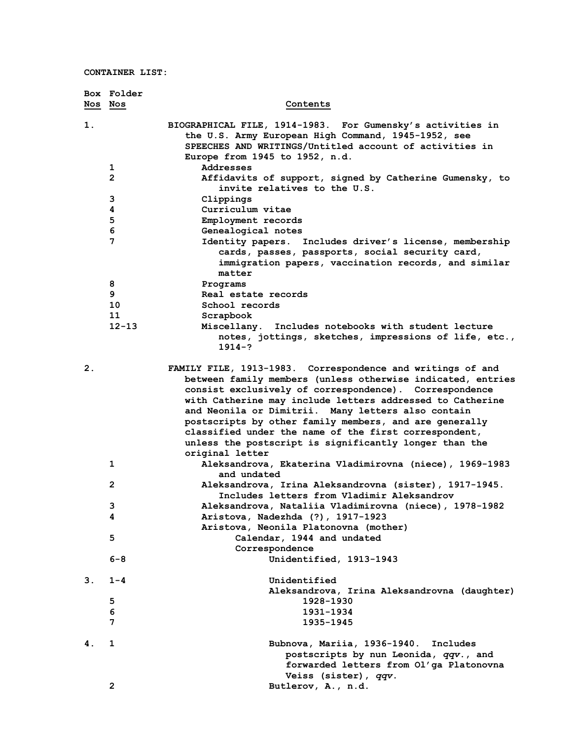CONTAINER LIST:

| Box Nos | Folder Nos | Contents |
|---|---|---|
| 1. | | BIOGRAPHICAL FILE, 1914-1983. For Gumensky's activities in the U.S. Army European High Command, 1945-1952, see SPEECHES AND WRITINGS/Untitled account of activities in Europe from 1945 to 1952, n.d. |
| | 1 | Addresses |
| | 2 | Affidavits of support, signed by Catherine Gumensky, to invite relatives to the U.S. |
| | 3 | Clippings |
| | 4 | Curriculum vitae |
| | 5 | Employment records |
| | 6 | Genealogical notes |
| | 7 | Identity papers. Includes driver's license, membership cards, passes, passports, social security card, immigration papers, vaccination records, and similar matter |
| | 8 | Programs |
| | 9 | Real estate records |
| | 10 | School records |
| | 11 | Scrapbook |
| | 12-13 | Miscellany. Includes notebooks with student lecture notes, jottings, sketches, impressions of life, etc., 1914-? |
| 2. | | FAMILY FILE, 1913-1983. Correspondence and writings of and between family members (unless otherwise indicated, entries consist exclusively of correspondence). Correspondence with Catherine may include letters addressed to Catherine and Neonila or Dimitrii. Many letters also contain postscripts by other family members, and are generally classified under the name of the first correspondent, unless the postscript is significantly longer than the original letter |
| | 1 | Aleksandrova, Ekaterina Vladimirovna (niece), 1969-1983 and undated |
| | 2 | Aleksandrova, Irina Aleksandrovna (sister), 1917-1945. Includes letters from Vladimir Aleksandrov |
| | 3 | Aleksandrova, Nataliia Vladimirovna (niece), 1978-1982 |
| | 4 | Aristova, Nadezhda (?), 1917-1923 |
| | | Aristova, Neonila Platonovna (mother) |
| | 5 | Calendar, 1944 and undated |
| | | Correspondence |
| | 6-8 | Unidentified, 1913-1943 |
| 3. | 1-4 | Unidentified |
| | | Aleksandrova, Irina Aleksandrovna (daughter) |
| | 5 | 1928-1930 |
| | 6 | 1931-1934 |
| | 7 | 1935-1945 |
| 4. | 1 | Bubnova, Mariia, 1936-1940. Includes postscripts by nun Leonida, *qqv*., and forwarded letters from Ol'ga Platonovna Veiss (sister), *qqv*. |
| | 2 | Butlerov, A., n.d. |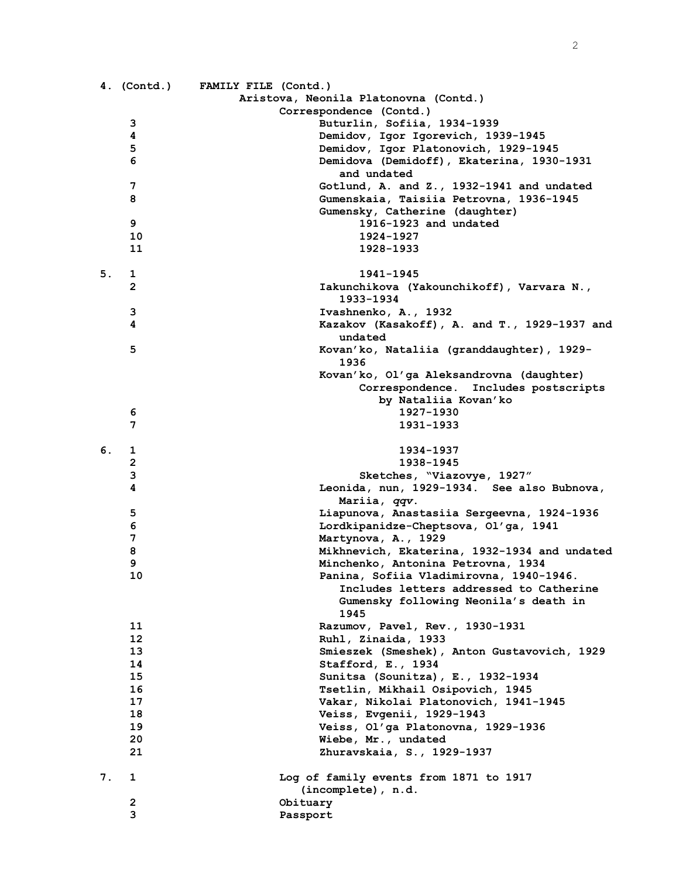| Box | Folder | |
|---|---|---|
| 4. (Contd.) | | FAMILY FILE (Contd.) |
| | | Aristova, Neonila Platonovna (Contd.) |
| | | Correspondence (Contd.) |
| | 3 | Buturlin, Sofiia, 1934-1939 |
| | 4 | Demidov, Igor Igorevich, 1939-1945 |
| | 5 | Demidov, Igor Platonovich, 1929-1945 |
| | 6 | Demidova (Demidoff), Ekaterina, 1930-1931 and undated |
| | 7 | Gotlund, A. and Z., 1932-1941 and undated |
| | 8 | Gumenskaia, Taisiia Petrovna, 1936-1945 |
| | | Gumensky, Catherine (daughter) |
| | 9 | 1916-1923 and undated |
| | 10 | 1924-1927 |
| | 11 | 1928-1933 |
| 5. | 1 | 1941-1945 |
| | 2 | Iakunchikova (Yakounchikoff), Varvara N., 1933-1934 |
| | 3 | Ivashnenko, A., 1932 |
| | 4 | Kazakov (Kasakoff), A. and T., 1929-1937 and undated |
| | 5 | Kovan'ko, Nataliia (granddaughter), 1929-1936 |
| | | Kovan'ko, Ol'ga Aleksandrovna (daughter) |
| | | Correspondence. Includes postscripts by Nataliia Kovan'ko |
| | 6 | 1927-1930 |
| | 7 | 1931-1933 |
| 6. | 1 | 1934-1937 |
| | 2 | 1938-1945 |
| | 3 | Sketches, "Viazovye, 1927" |
| | 4 | Leonida, nun, 1929-1934. See also Bubnova, Mariia, *qqv*. |
| | 5 | Liapunova, Anastasiia Sergeevna, 1924-1936 |
| | 6 | Lordkipanidze-Cheptsova, Ol'ga, 1941 |
| | 7 | Martynova, A., 1929 |
| | 8 | Mikhnevich, Ekaterina, 1932-1934 and undated |
| | 9 | Minchenko, Antonina Petrovna, 1934 |
| | 10 | Panina, Sofiia Vladimirovna, 1940-1946. Includes letters addressed to Catherine Gumensky following Neonila's death in 1945 |
| | 11 | Razumov, Pavel, Rev., 1930-1931 |
| | 12 | Ruhl, Zinaida, 1933 |
| | 13 | Smieszek (Smeshek), Anton Gustavovich, 1929 |
| | 14 | Stafford, E., 1934 |
| | 15 | Sunitsa (Sounitza), E., 1932-1934 |
| | 16 | Tsetlin, Mikhail Osipovich, 1945 |
| | 17 | Vakar, Nikolai Platonovich, 1941-1945 |
| | 18 | Veiss, Evgenii, 1929-1943 |
| | 19 | Veiss, Ol'ga Platonovna, 1929-1936 |
| | 20 | Wiebe, Mr., undated |
| | 21 | Zhuravskaia, S., 1929-1937 |
| 7. | 1 | Log of family events from 1871 to 1917 (incomplete), n.d. |
| | 2 | Obituary |
| | 3 | Passport |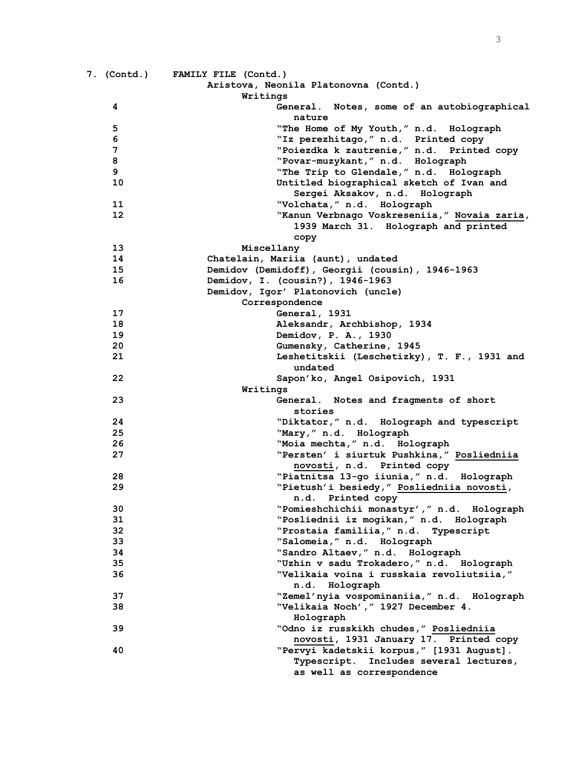7. (Contd.) **FAMILY FILE (Contd.)**

Aristova, Neonila Platonovna (Contd.)

Writings

| Folder | Description |
| --- | --- |
| 4 | General. Notes, some of an autobiographical nature |
| 5 | "The Home of My Youth," n.d. Holograph |
| 6 | "Iz perezhitago," n.d. Printed copy |
| 7 | "Poiezdka k zautrenie," n.d. Printed copy |
| 8 | "Povar-muzykant," n.d. Holograph |
| 9 | "The Trip to Glendale," n.d. Holograph |
| 10 | Untitled biographical sketch of Ivan and Sergei Aksakov, n.d. Holograph |
| 11 | "Volchata," n.d. Holograph |
| 12 | "Kanun Verbnago Voskreseniia," <u>Novaia zaria</u>, 1939 March 31. Holograph and printed copy |
| 13 | Miscellany |
| 14 | Chatelain, Mariia (aunt), undated |
| 15 | Demidov (Demidoff), Georgii (cousin), 1946-1963 |
| 16 | Demidov, I. (cousin?), 1946-1963 |

Demidov, Igor' Platonovich (uncle)

Correspondence

| Folder | Description |
| --- | --- |
| 17 | General, 1931 |
| 18 | Aleksandr, Archbishop, 1934 |
| 19 | Demidov, P. A., 1930 |
| 20 | Gumensky, Catherine, 1945 |
| 21 | Leshetitskii (Leschetizky), T. F., 1931 and undated |
| 22 | Sapon'ko, Angel Osipovich, 1931 |

Writings

| Folder | Description |
| --- | --- |
| 23 | General. Notes and fragments of short stories |
| 24 | "Diktator," n.d. Holograph and typescript |
| 25 | "Mary," n.d. Holograph |
| 26 | "Moia mechta," n.d. Holograph |
| 27 | "Persten' i siurtuk Pushkina," <u>Posliedniia novosti</u>, n.d. Printed copy |
| 28 | "Piatnitsa 13-go iiunia," n.d. Holograph |
| 29 | "Pietush'i besiedy," <u>Posliedniia novosti</u>, n.d. Printed copy |
| 30 | "Pomieshchichii monastyr'," n.d. Holograph |
| 31 | "Posliednii iz mogikan," n.d. Holograph |
| 32 | "Prostaia familiia," n.d. Typescript |
| 33 | "Salomeia," n.d. Holograph |
| 34 | "Sandro Altaev," n.d. Holograph |
| 35 | "Uzhin v sadu Trokadero," n.d. Holograph |
| 36 | "Velikaia voina i russkaia revoliutsiia," n.d. Holograph |
| 37 | "Zemel'nyia vospominaniia," n.d. Holograph |
| 38 | "Velikaia Noch'," 1927 December 4. Holograph |
| 39 | "Odno iz russkikh chudes," <u>Posliedniia novosti</u>, 1931 January 17. Printed copy |
| 40 | "Pervyi kadetskii korpus," [1931 August]. Typescript. Includes several lectures, as well as correspondence |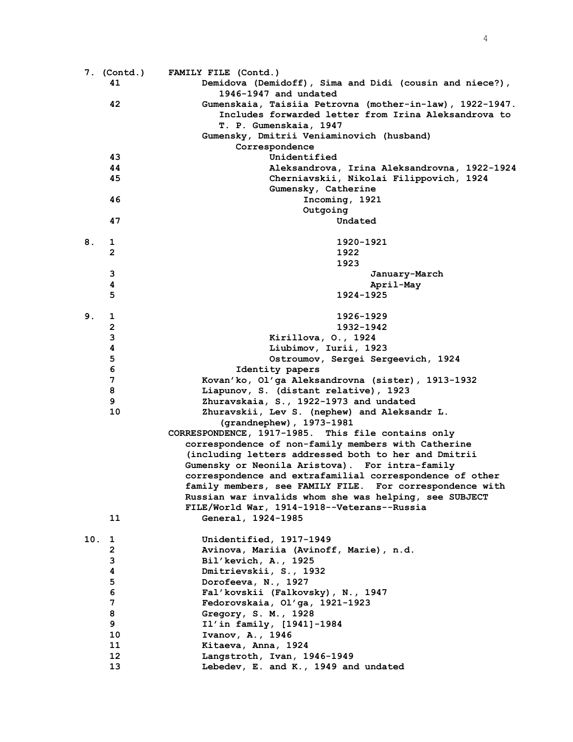| Box | Folder | Contents |
|---|---|---|
| 7. (Contd.) | | FAMILY FILE (Contd.) |
| | 41 | Demidova (Demidoff), Sima and Didi (cousin and niece?), 1946-1947 and undated |
| | 42 | Gumenskaia, Taisiia Petrovna (mother-in-law), 1922-1947. Includes forwarded letter from Irina Aleksandrova to T. P. Gumenskaia, 1947 |
| | | Gumensky, Dmitrii Veniaminovich (husband) |
| | | Correspondence |
| | 43 | Unidentified |
| | 44 | Aleksandrova, Irina Aleksandrovna, 1922-1924 |
| | 45 | Cherniavskii, Nikolai Filippovich, 1924 |
| | | Gumensky, Catherine |
| | 46 | Incoming, 1921 |
| | | Outgoing |
| | 47 | Undated |
| 8. | 1 | 1920-1921 |
| | 2 | 1922 |
| | | 1923 |
| | 3 | January-March |
| | 4 | April-May |
| | 5 | 1924-1925 |
| 9. | 1 | 1926-1929 |
| | 2 | 1932-1942 |
| | 3 | Kirillova, O., 1924 |
| | 4 | Liubimov, Iurii, 1923 |
| | 5 | Ostroumov, Sergei Sergeevich, 1924 |
| | 6 | Identity papers |
| | 7 | Kovan'ko, Ol'ga Aleksandrovna (sister), 1913-1932 |
| | 8 | Liapunov, S. (distant relative), 1923 |
| | 9 | Zhuravskaia, S., 1922-1973 and undated |
| | 10 | Zhuravskii, Lev S. (nephew) and Aleksandr L. (grandnephew), 1973-1981 |
| | | CORRESPONDENCE, 1917-1985. This file contains only correspondence of non-family members with Catherine (including letters addressed both to her and Dmitrii Gumensky or Neonila Aristova). For intra-family correspondence and extrafamilial correspondence of other family members, see FAMILY FILE. For correspondence with Russian war invalids whom she was helping, see SUBJECT FILE/World War, 1914-1918--Veterans--Russia |
| | 11 | General, 1924-1985 |
| 10. | 1 | Unidentified, 1917-1949 |
| | 2 | Avinova, Mariia (Avinoff, Marie), n.d. |
| | 3 | Bil'kevich, A., 1925 |
| | 4 | Dmitrievskii, S., 1932 |
| | 5 | Dorofeeva, N., 1927 |
| | 6 | Fal'kovskii (Falkovsky), N., 1947 |
| | 7 | Fedorovskaia, Ol'ga, 1921-1923 |
| | 8 | Gregory, S. M., 1928 |
| | 9 | Il'in family, [1941]-1984 |
| | 10 | Ivanov, A., 1946 |
| | 11 | Kitaeva, Anna, 1924 |
| | 12 | Langstroth, Ivan, 1946-1949 |
| | 13 | Lebedev, E. and K., 1949 and undated |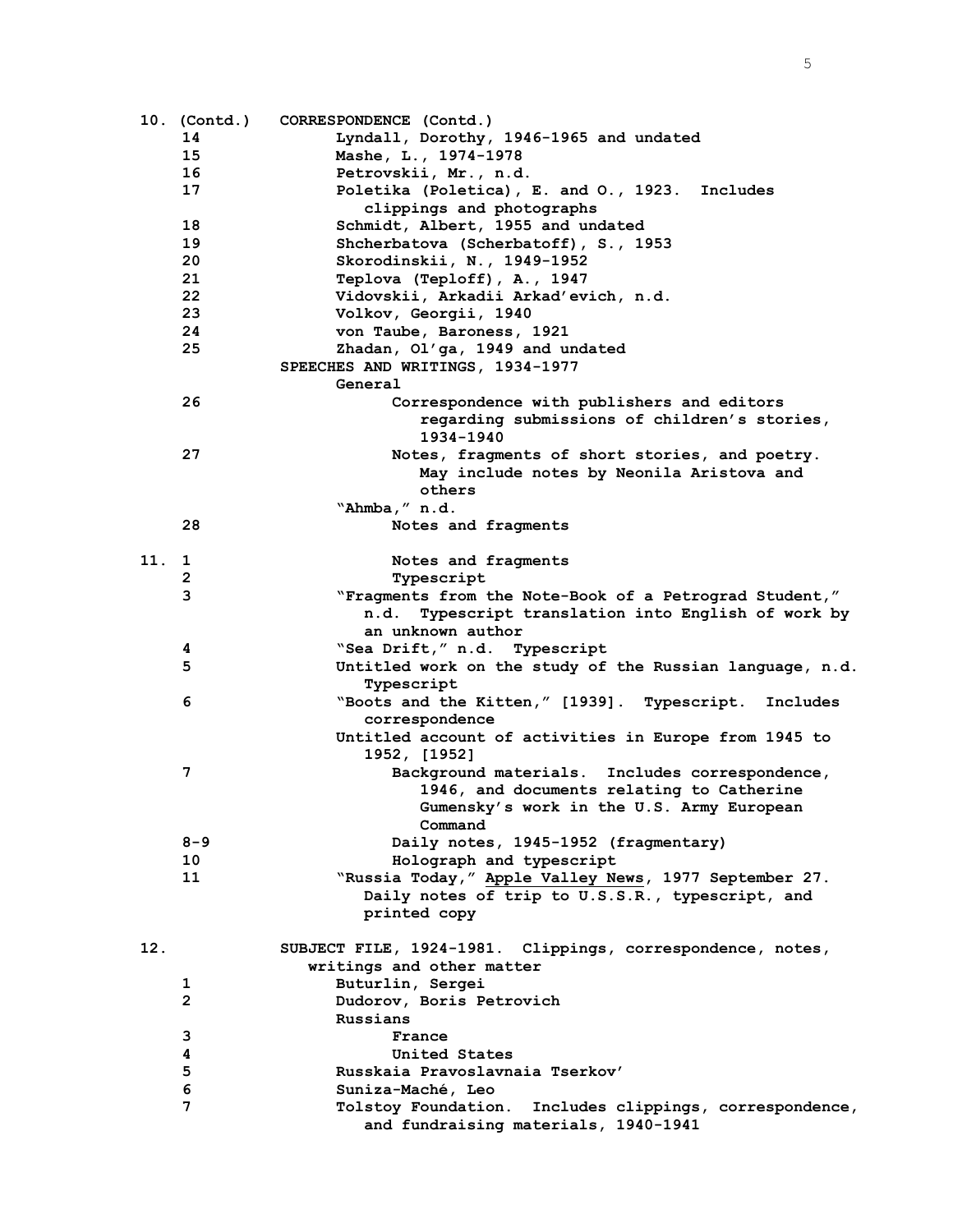10. (Contd.) CORRESPONDENCE (Contd.)

| Box | Folder | Description |
|---|---|---|
| | 14 | Lyndall, Dorothy, 1946-1965 and undated |
| | 15 | Mashe, L., 1974-1978 |
| | 16 | Petrovskii, Mr., n.d. |
| | 17 | Poletika (Poletica), E. and O., 1923. Includes clippings and photographs |
| | 18 | Schmidt, Albert, 1955 and undated |
| | 19 | Shcherbatova (Scherbatoff), S., 1953 |
| | 20 | Skorodinskii, N., 1949-1952 |
| | 21 | Teplova (Teploff), A., 1947 |
| | 22 | Vidovskii, Arkadii Arkad'evich, n.d. |
| | 23 | Volkov, Georgii, 1940 |
| | 24 | von Taube, Baroness, 1921 |
| | 25 | Zhadan, Ol'ga, 1949 and undated |
| | | SPEECHES AND WRITINGS, 1934-1977 |
| | | General |
| | 26 | Correspondence with publishers and editors regarding submissions of children's stories, 1934-1940 |
| | 27 | Notes, fragments of short stories, and poetry. May include notes by Neonila Aristova and others |
| | | "Ahmba," n.d. |
| | 28 | Notes and fragments |
| 11. | 1 | Notes and fragments |
| | 2 | Typescript |
| | 3 | "Fragments from the Note-Book of a Petrograd Student," n.d. Typescript translation into English of work by an unknown author |
| | 4 | "Sea Drift," n.d. Typescript |
| | 5 | Untitled work on the study of the Russian language, n.d. Typescript |
| | 6 | "Boots and the Kitten," [1939]. Typescript. Includes correspondence |
| | | Untitled account of activities in Europe from 1945 to 1952, [1952] |
| | 7 | Background materials. Includes correspondence, 1946, and documents relating to Catherine Gumensky's work in the U.S. Army European Command |
| | 8-9 | Daily notes, 1945-1952 (fragmentary) |
| | 10 | Holograph and typescript |
| | 11 | "Russia Today," Apple Valley News, 1977 September 27. Daily notes of trip to U.S.S.R., typescript, and printed copy |
| 12. | | SUBJECT FILE, 1924-1981. Clippings, correspondence, notes, writings and other matter |
| | 1 | Buturlin, Sergei |
| | 2 | Dudorov, Boris Petrovich |
| | | Russians |
| | 3 | France |
| | 4 | United States |
| | 5 | Russkaia Pravoslavnaia Tserkov' |
| | 6 | Suniza-Maché, Leo |
| | 7 | Tolstoy Foundation. Includes clippings, correspondence, and fundraising materials, 1940-1941 |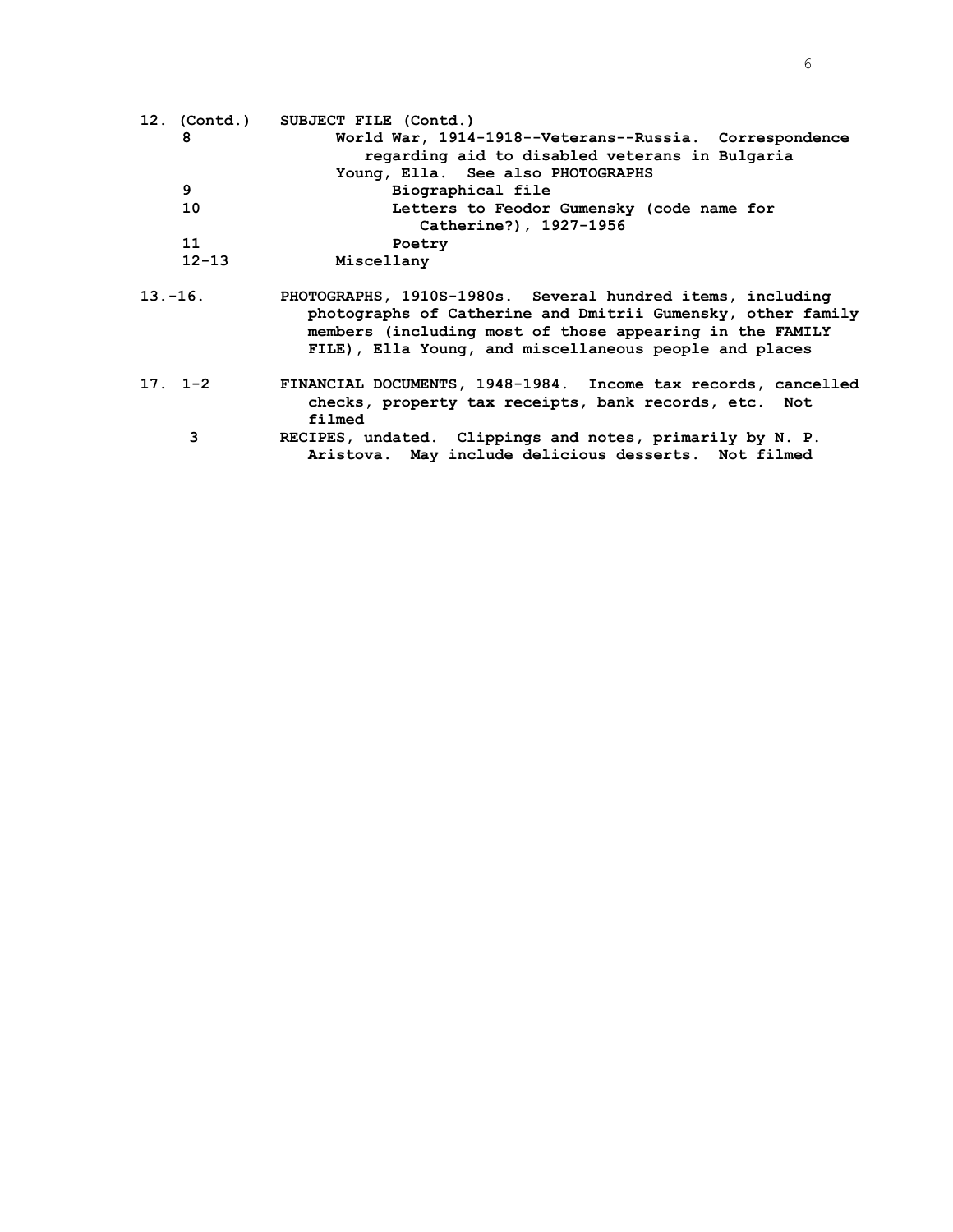**12. (Contd.)** **SUBJECT FILE (Contd.)**

| | |
|---|---|
| **8** | **World War, 1914-1918--Veterans--Russia. Correspondence regarding aid to disabled veterans in Bulgaria** |
| | **Young, Ella. See also PHOTOGRAPHS** |
| **9** | **Biographical file** |
| **10** | **Letters to Feodor Gumensky (code name for Catherine?), 1927-1956** |
| **11** | **Poetry** |
| **12-13** | **Miscellany** |

**13.-16.** **PHOTOGRAPHS, 1910S-1980s. Several hundred items, including photographs of Catherine and Dmitrii Gumensky, other family members (including most of those appearing in the FAMILY FILE), Ella Young, and miscellaneous people and places**

**17. 1-2** **FINANCIAL DOCUMENTS, 1948-1984. Income tax records, cancelled checks, property tax receipts, bank records, etc. Not filmed**

**3** **RECIPES, undated. Clippings and notes, primarily by N. P. Aristova. May include delicious desserts. Not filmed**